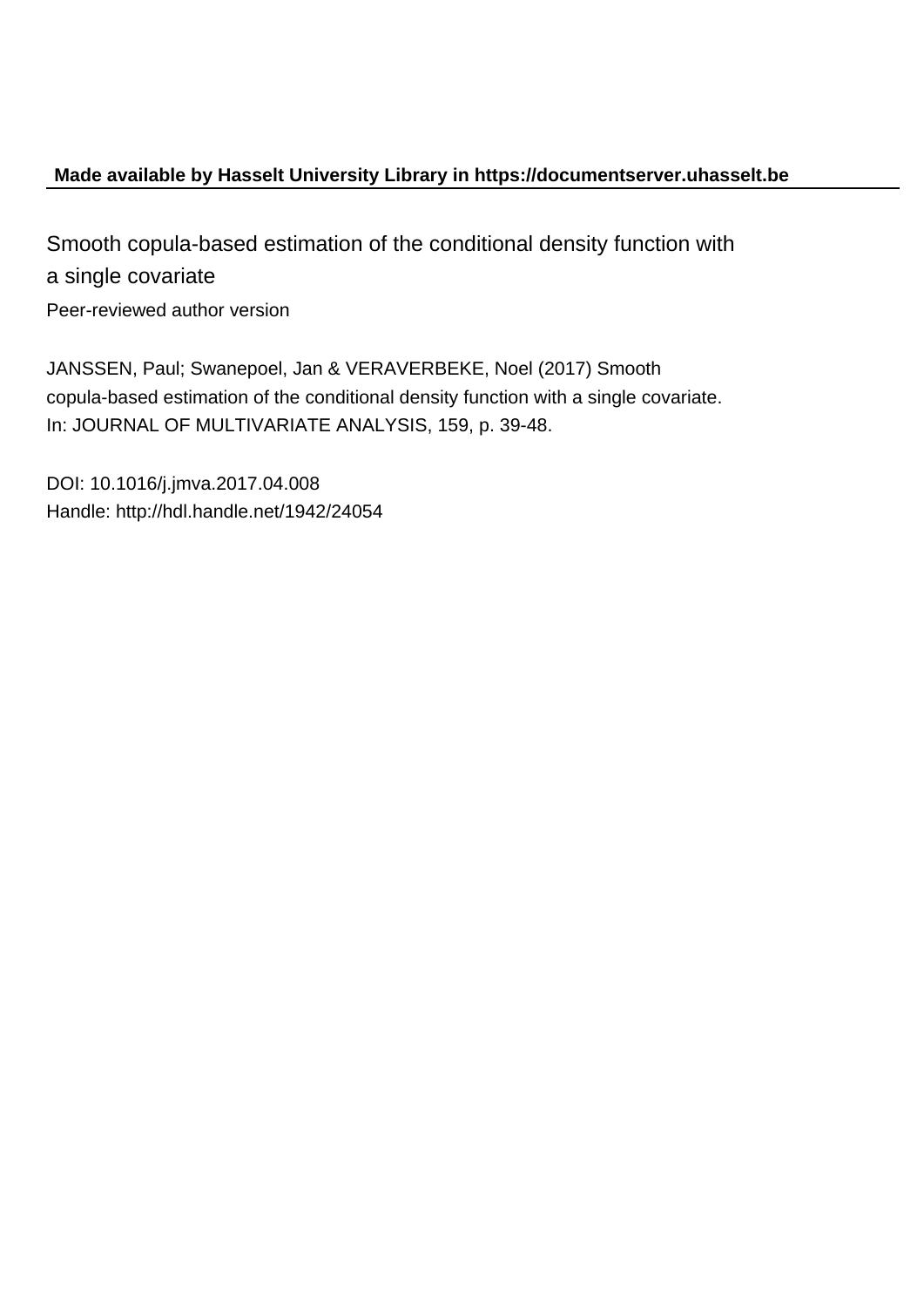**Made available by Hasselt University Library in https://documentserver.uhasselt.be**

Smooth copula-based estimation of the conditional density function with a single covariate

Peer-reviewed author version

JANSSEN, Paul; Swanepoel, Jan & VERAVERBEKE, Noel (2017) Smooth copula-based estimation of the conditional density function with a single covariate. In: JOURNAL OF MULTIVARIATE ANALYSIS, 159, p. 39-48.

DOI: 10.1016/j.jmva.2017.04.008
Handle: http://hdl.handle.net/1942/24054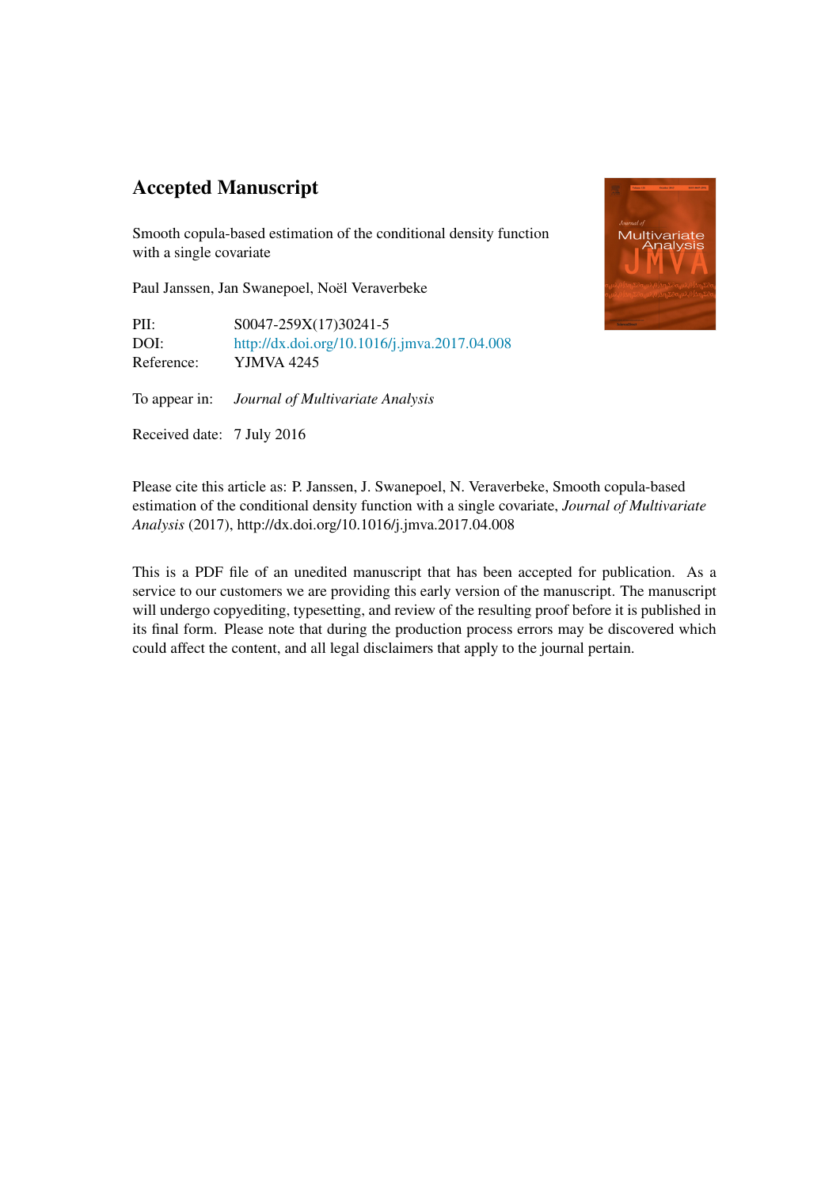## Accepted Manuscript

Smooth copula-based estimation of the conditional density function with a single covariate

Paul Janssen, Jan Swanepoel, Noël Veraverbeke

PII: S0047-259X(17)30241-5
DOI: http://dx.doi.org/10.1016/j.jmva.2017.04.008
Reference: YJMVA 4245

To appear in: *Journal of Multivariate Analysis*

Received date: 7 July 2016

Please cite this article as: P. Janssen, J. Swanepoel, N. Veraverbeke, Smooth copula-based estimation of the conditional density function with a single covariate, *Journal of Multivariate Analysis* (2017), http://dx.doi.org/10.1016/j.jmva.2017.04.008

This is a PDF file of an unedited manuscript that has been accepted for publication. As a service to our customers we are providing this early version of the manuscript. The manuscript will undergo copyediting, typesetting, and review of the resulting proof before it is published in its final form. Please note that during the production process errors may be discovered which could affect the content, and all legal disclaimers that apply to the journal pertain.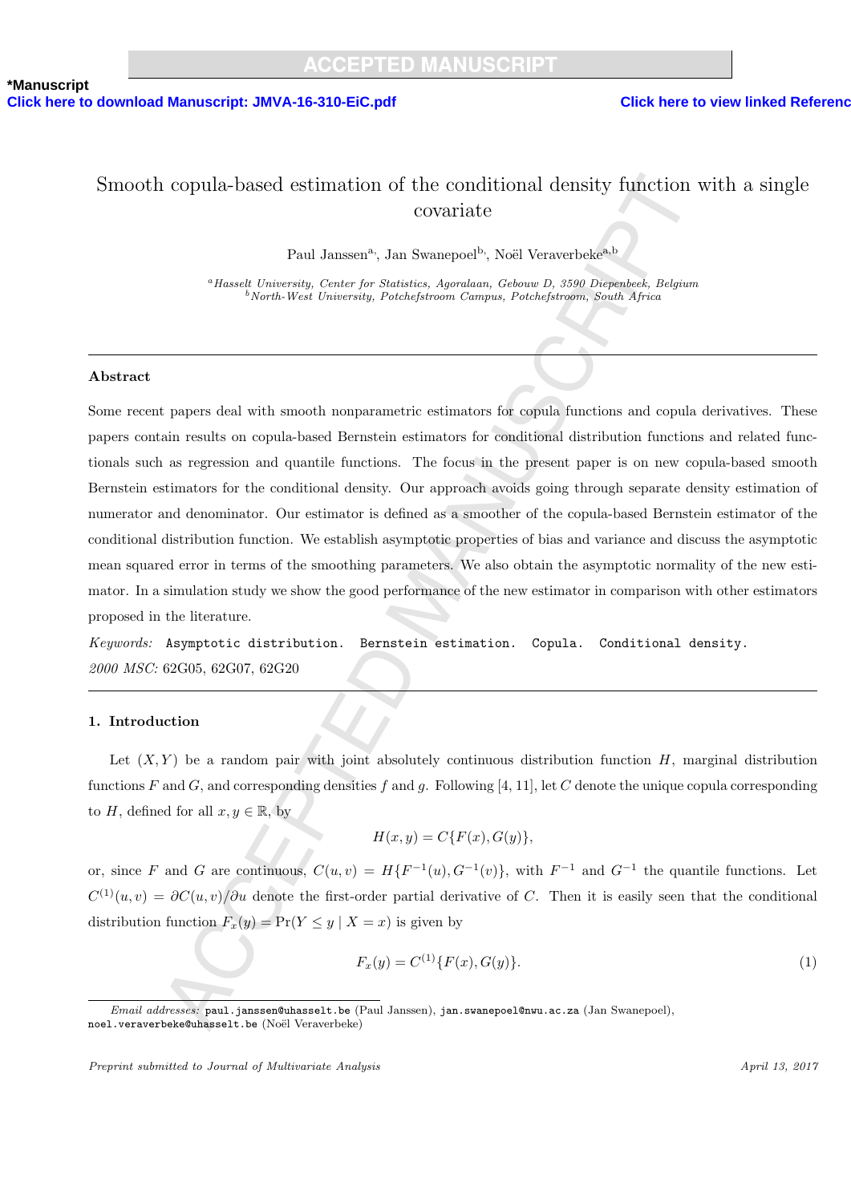# Smooth copula-based estimation of the conditional density function with a single covariate

Paul Janssen[a], Jan Swanepoel[b], Noël Veraverbeke[a,b]

[a]Hasselt University, Center for Statistics, Agoralaan, Gebouw D, 3590 Diepenbeek, Belgium
[b]North-West University, Potchefstroom Campus, Potchefstroom, South Africa

---

## Abstract

Some recent papers deal with smooth nonparametric estimators for copula functions and copula derivatives. These papers contain results on copula-based Bernstein estimators for conditional distribution functions and related functionals such as regression and quantile functions. The focus in the present paper is on new copula-based smooth Bernstein estimators for the conditional density. Our approach avoids going through separate density estimation of numerator and denominator. Our estimator is defined as a smoother of the copula-based Bernstein estimator of the conditional distribution function. We establish asymptotic properties of bias and variance and discuss the asymptotic mean squared error in terms of the smoothing parameters. We also obtain the asymptotic normality of the new estimator. In a simulation study we show the good performance of the new estimator in comparison with other estimators proposed in the literature.

*Keywords:* Asymptotic distribution. Bernstein estimation. Copula. Conditional density.

*2000 MSC:* 62G05, 62G07, 62G20

---

## 1. Introduction

Let $(X, Y)$ be a random pair with joint absolutely continuous distribution function $H$, marginal distribution functions $F$ and $G$, and corresponding densities $f$ and $g$. Following [4, 11], let $C$ denote the unique copula corresponding to $H$, defined for all $x, y \in \mathbb{R}$, by

$$H(x, y) = C\{F(x), G(y)\},$$

or, since $F$ and $G$ are continuous, $C(u, v) = H\{F^{-1}(u), G^{-1}(v)\}$, with $F^{-1}$ and $G^{-1}$ the quantile functions. Let $C^{(1)}(u, v) = \partial C(u, v)/\partial u$ denote the first-order partial derivative of $C$. Then it is easily seen that the conditional distribution function $F_x(y) = \Pr(Y \leq y \mid X = x)$ is given by

$$F_x(y) = C^{(1)}\{F(x), G(y)\}. \tag{1}$$

---

*Email addresses:* paul.janssen@uhasselt.be (Paul Janssen), jan.swanepoel@nwu.ac.za (Jan Swanepoel), noel.veraverbeke@uhasselt.be (Noël Veraverbeke)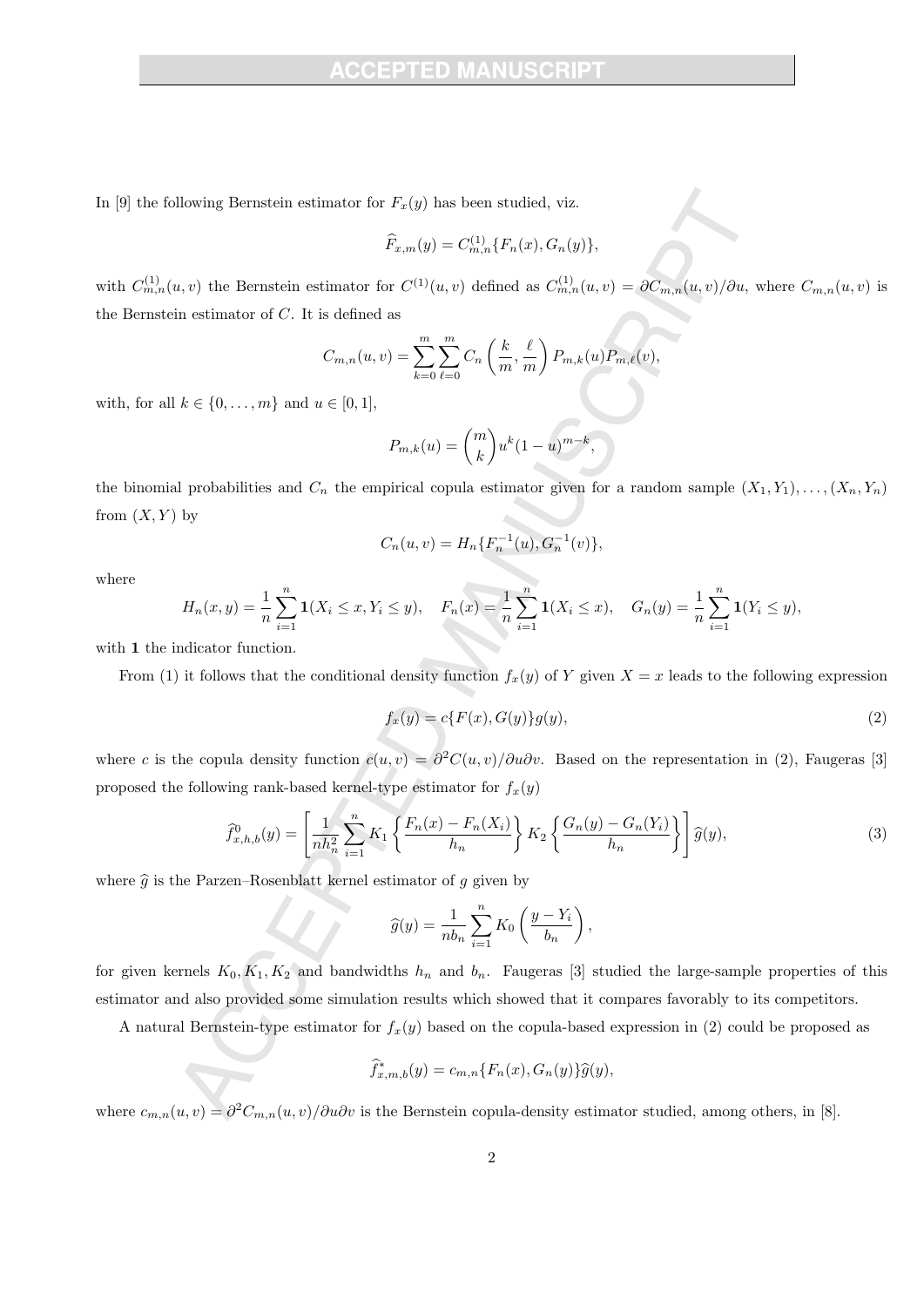In [9] the following Bernstein estimator for $F_x(y)$ has been studied, viz.

$$\widehat{F}_{x,m}(y) = C^{(1)}_{m,n}\{F_n(x), G_n(y)\},$$

with $C^{(1)}_{m,n}(u,v)$ the Bernstein estimator for $C^{(1)}(u,v)$ defined as $C^{(1)}_{m,n}(u,v) = \partial C_{m,n}(u,v)/\partial u$, where $C_{m,n}(u,v)$ is the Bernstein estimator of $C$. It is defined as

$$C_{m,n}(u,v) = \sum_{k=0}^{m}\sum_{\ell=0}^{m} C_n\left(\frac{k}{m}, \frac{\ell}{m}\right) P_{m,k}(u) P_{m,\ell}(v),$$

with, for all $k \in \{0, \ldots, m\}$ and $u \in [0,1]$,

$$P_{m,k}(u) = \binom{m}{k} u^k (1-u)^{m-k},$$

the binomial probabilities and $C_n$ the empirical copula estimator given for a random sample $(X_1, Y_1), \ldots, (X_n, Y_n)$ from $(X, Y)$ by

$$C_n(u,v) = H_n\{F_n^{-1}(u), G_n^{-1}(v)\},$$

where

$$H_n(x,y) = \frac{1}{n}\sum_{i=1}^{n} \mathbf{1}(X_i \leq x, Y_i \leq y), \quad F_n(x) = \frac{1}{n}\sum_{i=1}^{n} \mathbf{1}(X_i \leq x), \quad G_n(y) = \frac{1}{n}\sum_{i=1}^{n} \mathbf{1}(Y_i \leq y),$$

with $\mathbf{1}$ the indicator function.

From (1) it follows that the conditional density function $f_x(y)$ of $Y$ given $X = x$ leads to the following expression

$$f_x(y) = c\{F(x), G(y)\} g(y), \tag{2}$$

where $c$ is the copula density function $c(u,v) = \partial^2 C(u,v)/\partial u \partial v$. Based on the representation in (2), Faugeras [3] proposed the following rank-based kernel-type estimator for $f_x(y)$

$$\widehat{f}^{0}_{x,h,b}(y) = \left[\frac{1}{nh_n^2}\sum_{i=1}^{n} K_1\left\{\frac{F_n(x) - F_n(X_i)}{h_n}\right\} K_2\left\{\frac{G_n(y) - G_n(Y_i)}{h_n}\right\}\right] \widehat{g}(y), \tag{3}$$

where $\widehat{g}$ is the Parzen–Rosenblatt kernel estimator of $g$ given by

$$\widehat{g}(y) = \frac{1}{nb_n}\sum_{i=1}^{n} K_0\left(\frac{y - Y_i}{b_n}\right),$$

for given kernels $K_0, K_1, K_2$ and bandwidths $h_n$ and $b_n$. Faugeras [3] studied the large-sample properties of this estimator and also provided some simulation results which showed that it compares favorably to its competitors.

A natural Bernstein-type estimator for $f_x(y)$ based on the copula-based expression in (2) could be proposed as

$$\widehat{f}^{*}_{x,m,b}(y) = c_{m,n}\{F_n(x), G_n(y)\}\widehat{g}(y),$$

where $c_{m,n}(u,v) = \partial^2 C_{m,n}(u,v)/\partial u \partial v$ is the Bernstein copula-density estimator studied, among others, in [8].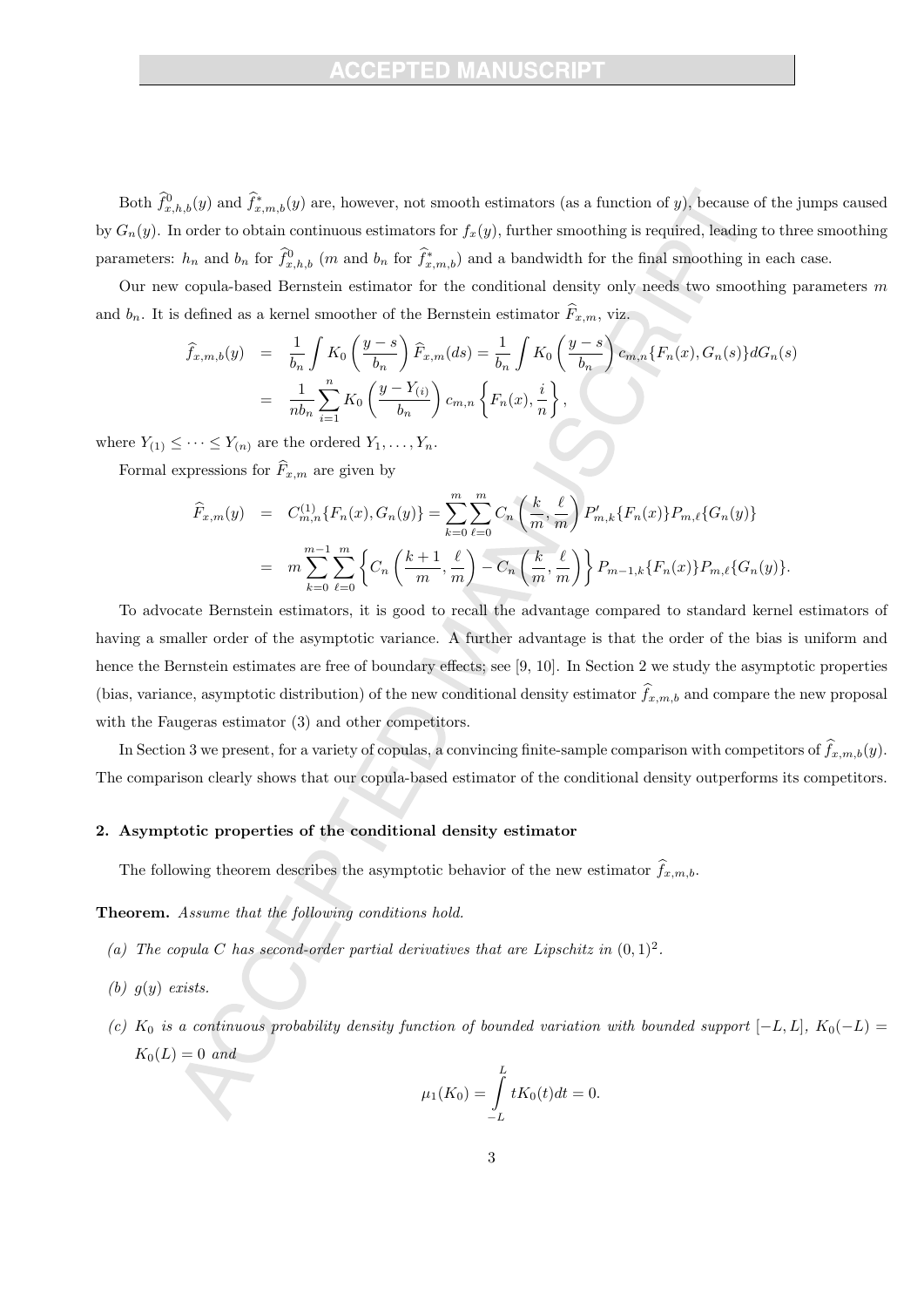Both $\widehat{f}^0_{x,h,b}(y)$ and $\widehat{f}^*_{x,m,b}(y)$ are, however, not smooth estimators (as a function of $y$), because of the jumps caused by $G_n(y)$. In order to obtain continuous estimators for $f_x(y)$, further smoothing is required, leading to three smoothing parameters: $h_n$ and $b_n$ for $\widehat{f}^0_{x,h,b}$ ($m$ and $b_n$ for $\widehat{f}^*_{x,m,b}$) and a bandwidth for the final smoothing in each case.

Our new copula-based Bernstein estimator for the conditional density only needs two smoothing parameters $m$ and $b_n$. It is defined as a kernel smoother of the Bernstein estimator $\widehat{F}_{x,m}$, viz.

$$
\begin{aligned}
\widehat{f}_{x,m,b}(y) &= \frac{1}{b_n}\int K_0\left(\frac{y-s}{b_n}\right)\widehat{F}_{x,m}(ds) = \frac{1}{b_n}\int K_0\left(\frac{y-s}{b_n}\right)c_{m,n}\{F_n(x),G_n(s)\}dG_n(s) \\
&= \frac{1}{nb_n}\sum_{i=1}^{n}K_0\left(\frac{y-Y_{(i)}}{b_n}\right)c_{m,n}\left\{F_n(x),\frac{i}{n}\right\},
\end{aligned}
$$

where $Y_{(1)} \leq \cdots \leq Y_{(n)}$ are the ordered $Y_1,\ldots,Y_n$.

Formal expressions for $\widehat{F}_{x,m}$ are given by

$$
\begin{aligned}
\widehat{F}_{x,m}(y) &= C^{(1)}_{m,n}\{F_n(x),G_n(y)\} = \sum_{k=0}^{m}\sum_{\ell=0}^{m}C_n\left(\frac{k}{m},\frac{\ell}{m}\right)P'_{m,k}\{F_n(x)\}P_{m,\ell}\{G_n(y)\} \\
&= m\sum_{k=0}^{m-1}\sum_{\ell=0}^{m}\left\{C_n\left(\frac{k+1}{m},\frac{\ell}{m}\right)-C_n\left(\frac{k}{m},\frac{\ell}{m}\right)\right\}P_{m-1,k}\{F_n(x)\}P_{m,\ell}\{G_n(y)\}.
\end{aligned}
$$

To advocate Bernstein estimators, it is good to recall the advantage compared to standard kernel estimators of having a smaller order of the asymptotic variance. A further advantage is that the order of the bias is uniform and hence the Bernstein estimates are free of boundary effects; see [9, 10]. In Section 2 we study the asymptotic properties (bias, variance, asymptotic distribution) of the new conditional density estimator $\widehat{f}_{x,m,b}$ and compare the new proposal with the Faugeras estimator (3) and other competitors.

In Section 3 we present, for a variety of copulas, a convincing finite-sample comparison with competitors of $\widehat{f}_{x,m,b}(y)$. The comparison clearly shows that our copula-based estimator of the conditional density outperforms its competitors.

## 2. Asymptotic properties of the conditional density estimator

The following theorem describes the asymptotic behavior of the new estimator $\widehat{f}_{x,m,b}$.

**Theorem.** *Assume that the following conditions hold.*

*(a) The copula $C$ has second-order partial derivatives that are Lipschitz in $(0,1)^2$.*

*(b) $g(y)$ exists.*

*(c) $K_0$ is a continuous probability density function of bounded variation with bounded support $[-L,L]$, $K_0(-L) = K_0(L) = 0$ and*

$$
\mu_1(K_0) = \int_{-L}^{L} tK_0(t)dt = 0.
$$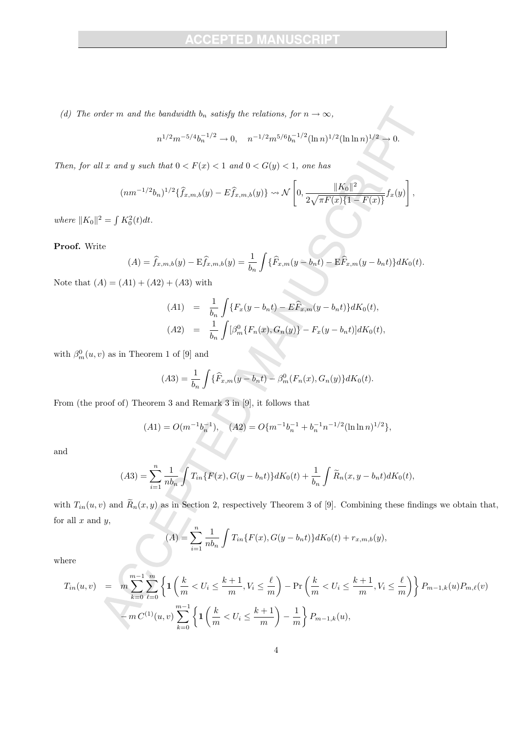*(d) The order $m$ and the bandwidth $b_n$ satisfy the relations, for $n \to \infty$,*

$$n^{1/2} m^{-5/4} b_n^{-1/2} \to 0, \quad n^{-1/2} m^{5/6} b_n^{-1/2} (\ln n)^{1/2} (\ln \ln n)^{1/2} \to 0.$$

*Then, for all $x$ and $y$ such that $0 < F(x) < 1$ and $0 < G(y) < 1$, one has*

$$(nm^{-1/2} b_n)^{1/2} \{\widehat{f}_{x,m,b}(y) - E\widehat{f}_{x,m,b}(y)\} \rightsquigarrow \mathcal{N}\left[0, \frac{\|K_0\|^2}{2\sqrt{\pi F(x)\{1-F(x)\}}} f_x(y)\right],$$

*where $\|K_0\|^2 = \int K_0^2(t)dt$.*

**Proof.** Write

$$(A) = \widehat{f}_{x,m,b}(y) - \mathrm{E}\widehat{f}_{x,m,b}(y) = \frac{1}{b_n} \int \{\widehat{F}_{x,m}(y - b_n t) - \mathrm{E}\widehat{F}_{x,m}(y - b_n t)\} dK_0(t).$$

Note that $(A) = (A1) + (A2) + (A3)$ with

$$\begin{aligned}
(A1) &= \frac{1}{b_n} \int \{F_x(y - b_n t) - E\widehat{F}_{x,m}(y - b_n t)\} dK_0(t), \\
(A2) &= \frac{1}{b_n} \int [\beta_m^0\{F_n(x), G_n(y)\} - F_x(y - b_n t)] dK_0(t),
\end{aligned}$$

with $\beta_m^0(u, v)$ as in Theorem 1 of [9] and

$$(A3) = \frac{1}{b_n} \int \{\widehat{F}_{x,m}(y - b_n t) - \beta_m^0(F_n(x), G_n(y)\} dK_0(t).$$

From (the proof of) Theorem 3 and Remark 3 in [9], it follows that

$$(A1) = O(m^{-1} b_n^{-1}), \quad (A2) = O\{m^{-1} b_n^{-1} + b_n^{-1} n^{-1/2} (\ln \ln n)^{1/2}\},$$

and

$$(A3) = \sum_{i=1}^{n} \frac{1}{nb_n} \int T_{in}\{F(x), G(y - b_n t)\} dK_0(t) + \frac{1}{b_n} \int \widetilde{R}_n(x, y - b_n t) dK_0(t),$$

with $T_{in}(u, v)$ and $\widetilde{R}_n(x, y)$ as in Section 2, respectively Theorem 3 of [9]. Combining these findings we obtain that, for all $x$ and $y$,

$$(A) = \sum_{i=1}^{n} \frac{1}{nb_n} \int T_{in}\{F(x), G(y - b_n t)\} dK_0(t) + r_{x,m,b}(y),$$

where

$$\begin{aligned}
T_{in}(u, v) &= m \sum_{k=0}^{m-1} \sum_{\ell=0}^{m} \left\{ \mathbf{1}\left(\frac{k}{m} < U_i \le \frac{k+1}{m}, V_i \le \frac{\ell}{m}\right) - \Pr\left(\frac{k}{m} < U_i \le \frac{k+1}{m}, V_i \le \frac{\ell}{m}\right) \right\} P_{m-1,k}(u) P_{m,\ell}(v) \\
&\quad - m\, C^{(1)}(u, v) \sum_{k=0}^{m-1} \left\{ \mathbf{1}\left(\frac{k}{m} < U_i \le \frac{k+1}{m}\right) - \frac{1}{m} \right\} P_{m-1,k}(u),
\end{aligned}$$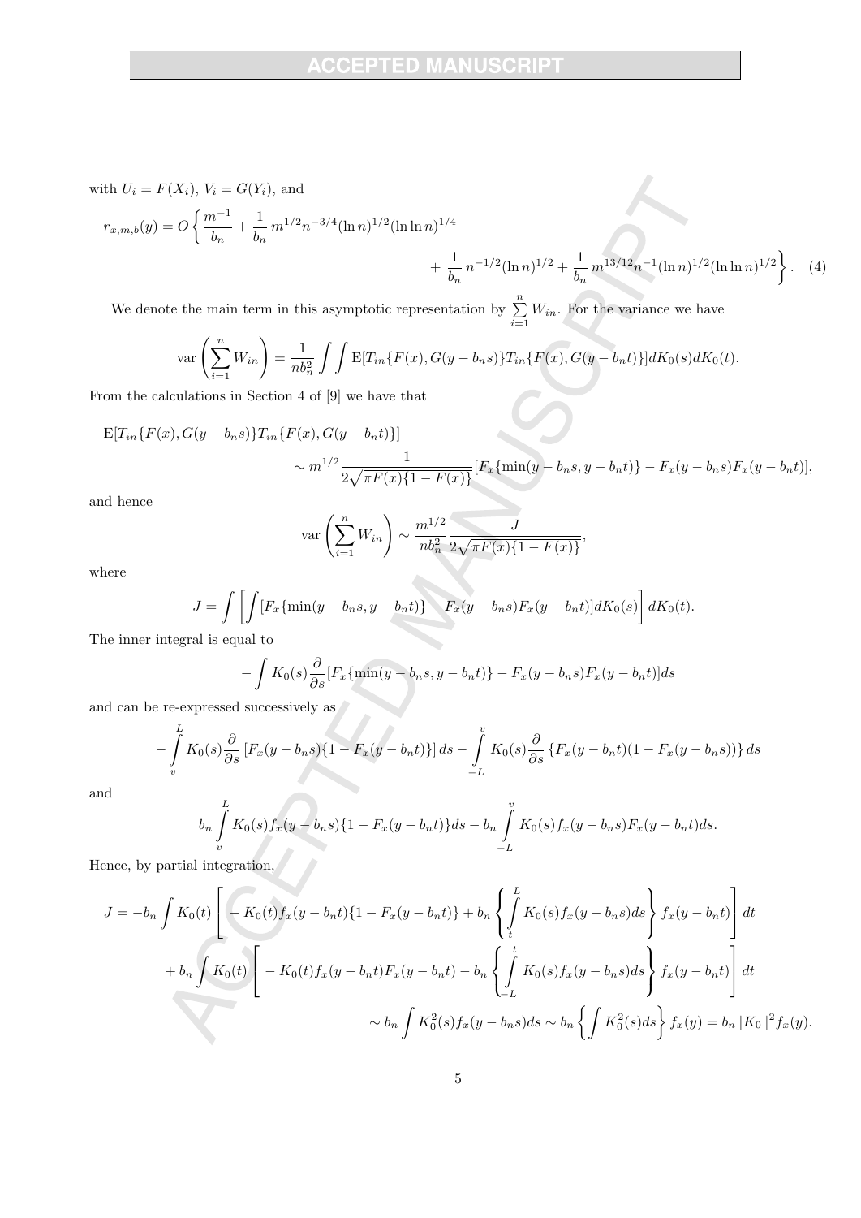with $U_i = F(X_i)$, $V_i = G(Y_i)$, and

$$r_{x,m,b}(y) = O\left\{ \frac{m^{-1}}{b_n} + \frac{1}{b_n}\, m^{1/2} n^{-3/4} (\ln n)^{1/2} (\ln \ln n)^{1/4} + \frac{1}{b_n}\, n^{-1/2} (\ln n)^{1/2} + \frac{1}{b_n}\, m^{13/12} n^{-1} (\ln n)^{1/2} (\ln \ln n)^{1/2} \right\}. \quad (4)$$

We denote the main term in this asymptotic representation by $\sum_{i=1}^{n} W_{in}$. For the variance we have

$$\mathrm{var}\left( \sum_{i=1}^{n} W_{in} \right) = \frac{1}{nb_n^2} \int \int \mathrm{E}[T_{in}\{F(x), G(y - b_n s)\} T_{in}\{F(x), G(y - b_n t)\}] dK_0(s) dK_0(t).$$

From the calculations in Section 4 of [9] we have that

$$\mathrm{E}[T_{in}\{F(x), G(y - b_n s)\} T_{in}\{F(x), G(y - b_n t)\}] \sim m^{1/2} \frac{1}{2\sqrt{\pi F(x)\{1 - F(x)\}}} [F_x\{\min(y - b_n s, y - b_n t)\} - F_x(y - b_n s) F_x(y - b_n t)],$$

and hence

$$\mathrm{var}\left( \sum_{i=1}^{n} W_{in} \right) \sim \frac{m^{1/2}}{nb_n^2} \frac{J}{2\sqrt{\pi F(x)\{1 - F(x)\}}},$$

where

$$J = \int \left[ \int [F_x\{\min(y - b_n s, y - b_n t)\} - F_x(y - b_n s) F_x(y - b_n t)] dK_0(s) \right] dK_0(t).$$

The inner integral is equal to

$$-\int K_0(s) \frac{\partial}{\partial s} [F_x\{\min(y - b_n s, y - b_n t)\} - F_x(y - b_n s) F_x(y - b_n t)] ds$$

and can be re-expressed successively as

$$-\int_v^L K_0(s) \frac{\partial}{\partial s} \left[ F_x(y - b_n s)\{1 - F_x(y - b_n t)\} \right] ds - \int_{-L}^{v} K_0(s) \frac{\partial}{\partial s} \left\{ F_x(y - b_n t)(1 - F_x(y - b_n s)) \right\} ds$$

and

$$b_n \int_v^L K_0(s) f_x(y - b_n s)\{1 - F_x(y - b_n t)\} ds - b_n \int_{-L}^{v} K_0(s) f_x(y - b_n s) F_x(y - b_n t) ds.$$

Hence, by partial integration,

$$\begin{aligned}
J = &-b_n \int K_0(t) \left[ -K_0(t) f_x(y - b_n t)\{1 - F_x(y - b_n t)\} + b_n \left\{ \int_t^L K_0(s) f_x(y - b_n s) ds \right\} f_x(y - b_n t) \right] dt \\
&+ b_n \int K_0(t) \left[ -K_0(t) f_x(y - b_n t) F_x(y - b_n t) - b_n \left\{ \int_{-L}^{t} K_0(s) f_x(y - b_n s) ds \right\} f_x(y - b_n t) \right] dt \\
&\sim b_n \int K_0^2(s) f_x(y - b_n s) ds \sim b_n \left\{ \int K_0^2(s) ds \right\} f_x(y) = b_n \|K_0\|^2 f_x(y).
\end{aligned}$$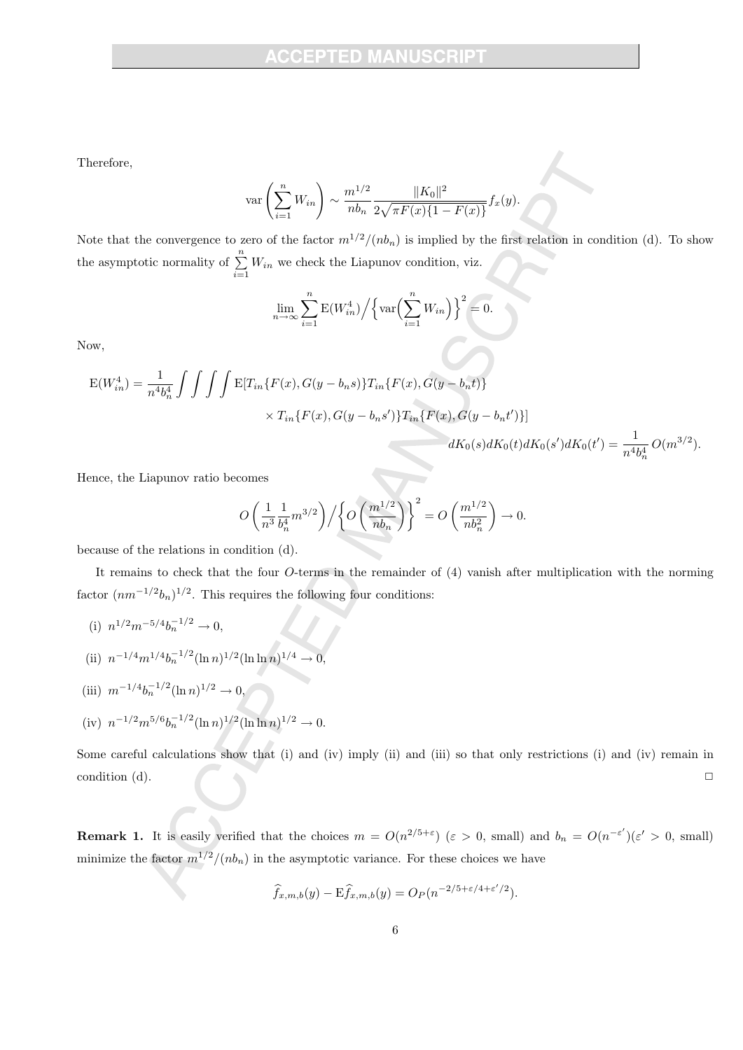Therefore,

$$\mathrm{var}\left(\sum_{i=1}^{n} W_{in}\right) \sim \frac{m^{1/2}}{nb_n} \frac{\|K_0\|^2}{2\sqrt{\pi F(x)\{1-F(x)\}}} f_x(y).$$

Note that the convergence to zero of the factor $m^{1/2}/(nb_n)$ is implied by the first relation in condition (d). To show the asymptotic normality of $\sum_{i=1}^{n} W_{in}$ we check the Liapunov condition, viz.

$$\lim_{n\to\infty} \sum_{i=1}^{n} \mathrm{E}(W_{in}^4) \Big/ \Big\{ \mathrm{var}\Big(\sum_{i=1}^{n} W_{in}\Big) \Big\}^2 = 0.$$

Now,

$$\begin{aligned}
\mathrm{E}(W_{in}^4) = \frac{1}{n^4 b_n^4} \int\int\int\int \mathrm{E}[&T_{in}\{F(x), G(y-b_n s)\} T_{in}\{F(x), G(y-b_n t)\} \\
&\times T_{in}\{F(x), G(y-b_n s')\} T_{in}\{F(x), G(y-b_n t')\}] \\
&\qquad dK_0(s) dK_0(t) dK_0(s') dK_0(t') = \frac{1}{n^4 b_n^4} O(m^{3/2}).
\end{aligned}$$

Hence, the Liapunov ratio becomes

$$O\left(\frac{1}{n^3} \frac{1}{b_n^4} m^{3/2}\right) \Big/ \left\{ O\left(\frac{m^{1/2}}{nb_n}\right) \right\}^2 = O\left(\frac{m^{1/2}}{nb_n^2}\right) \to 0.$$

because of the relations in condition (d).

It remains to check that the four $O$-terms in the remainder of (4) vanish after multiplication with the norming factor $(nm^{-1/2}b_n)^{1/2}$. This requires the following four conditions:

(i) $n^{1/2} m^{-5/4} b_n^{-1/2} \to 0$,

(ii) $n^{-1/4} m^{1/4} b_n^{-1/2} (\ln n)^{1/2} (\ln \ln n)^{1/4} \to 0$,

(iii) $m^{-1/4} b_n^{-1/2} (\ln n)^{1/2} \to 0$,

(iv) $n^{-1/2} m^{5/6} b_n^{-1/2} (\ln n)^{1/2} (\ln \ln n)^{1/2} \to 0$.

Some careful calculations show that (i) and (iv) imply (ii) and (iii) so that only restrictions (i) and (iv) remain in condition (d). □

**Remark 1.** It is easily verified that the choices $m = O(n^{2/5+\varepsilon})$ ($\varepsilon > 0$, small) and $b_n = O(n^{-\varepsilon'})$($\varepsilon' > 0$, small) minimize the factor $m^{1/2}/(nb_n)$ in the asymptotic variance. For these choices we have

$$\widehat{f}_{x,m,b}(y) - \mathrm{E}\widehat{f}_{x,m,b}(y) = O_P(n^{-2/5+\varepsilon/4+\varepsilon'/2}).$$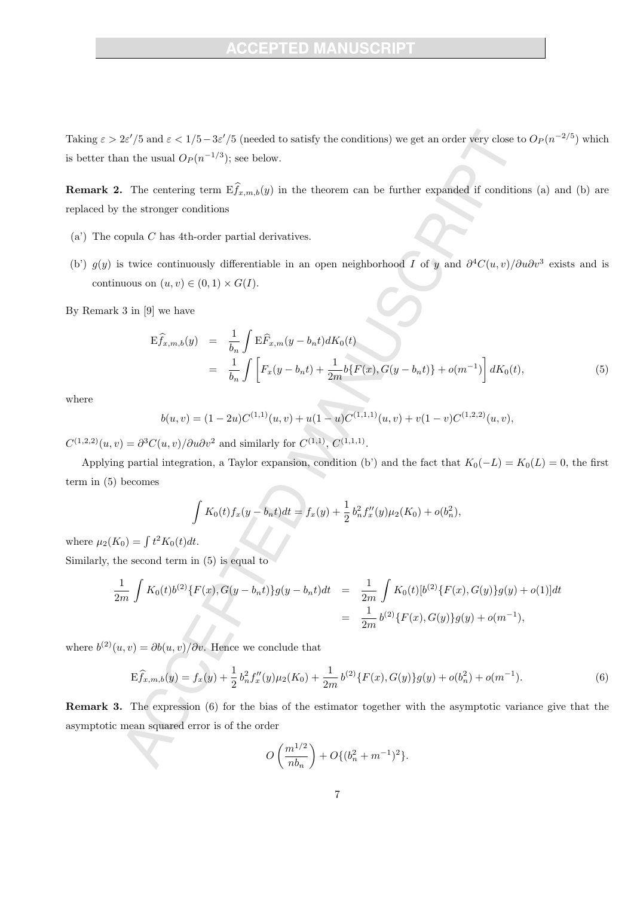Taking $\varepsilon > 2\varepsilon'/5$ and $\varepsilon < 1/5 - 3\varepsilon'/5$ (needed to satisfy the conditions) we get an order very close to $O_P(n^{-2/5})$ which is better than the usual $O_P(n^{-1/3})$; see below.

**Remark 2.** The centering term $\mathrm{E}\widehat{f}_{x,m,b}(y)$ in the theorem can be further expanded if conditions (a) and (b) are replaced by the stronger conditions

(a') The copula $C$ has 4th-order partial derivatives.

(b') $g(y)$ is twice continuously differentiable in an open neighborhood $I$ of $y$ and $\partial^4 C(u,v)/\partial u \partial v^3$ exists and is continuous on $(u,v) \in (0,1) \times G(I)$.

By Remark 3 in [9] we have

$$
\begin{aligned}
\mathrm{E}\widehat{f}_{x,m,b}(y) &= \frac{1}{b_n} \int \mathrm{E}\widehat{F}_{x,m}(y - b_n t) dK_0(t) \\
&= \frac{1}{b_n} \int \left[ F_x(y - b_n t) + \frac{1}{2m} b\{F(x), G(y - b_n t)\} + o(m^{-1}) \right] dK_0(t), \qquad (5)
\end{aligned}
$$

where

$$
b(u,v) = (1-2u)C^{(1,1)}(u,v) + u(1-u)C^{(1,1,1)}(u,v) + v(1-v)C^{(1,2,2)}(u,v),
$$

$C^{(1,2,2)}(u,v) = \partial^3 C(u,v)/\partial u \partial v^2$ and similarly for $C^{(1,1)}$, $C^{(1,1,1)}$.

Applying partial integration, a Taylor expansion, condition (b') and the fact that $K_0(-L) = K_0(L) = 0$, the first term in (5) becomes

$$
\int K_0(t) f_x(y - b_n t) dt = f_x(y) + \frac{1}{2} b_n^2 f_x''(y) \mu_2(K_0) + o(b_n^2),
$$

where $\mu_2(K_0) = \int t^2 K_0(t) dt$.

Similarly, the second term in (5) is equal to

$$
\begin{aligned}
\frac{1}{2m} \int K_0(t) b^{(2)}\{F(x), G(y - b_n t)\} g(y - b_n t) dt &= \frac{1}{2m} \int K_0(t) [b^{(2)}\{F(x), G(y)\} g(y) + o(1)] dt \\
&= \frac{1}{2m} b^{(2)}\{F(x), G(y)\} g(y) + o(m^{-1}),
\end{aligned}
$$

where $b^{(2)}(u,v) = \partial b(u,v)/\partial v$. Hence we conclude that

$$
\mathrm{E}\widehat{f}_{x,m,b}(y) = f_x(y) + \frac{1}{2} b_n^2 f_x''(y) \mu_2(K_0) + \frac{1}{2m} b^{(2)}\{F(x), G(y)\} g(y) + o(b_n^2) + o(m^{-1}). \qquad (6)
$$

**Remark 3.** The expression (6) for the bias of the estimator together with the asymptotic variance give that the asymptotic mean squared error is of the order

$$
O\left( \frac{m^{1/2}}{n b_n} \right) + O\{(b_n^2 + m^{-1})^2\}.
$$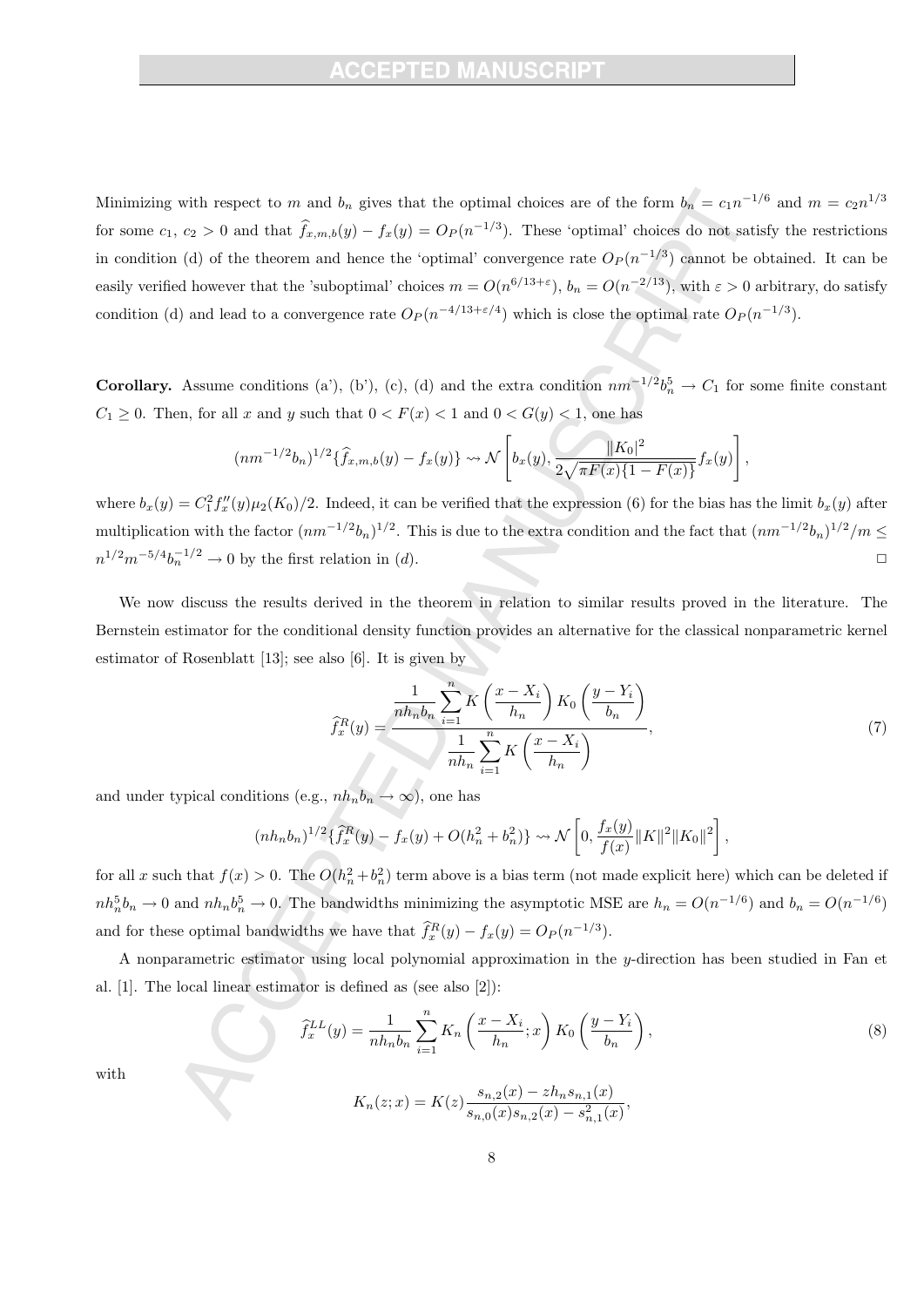Minimizing with respect to $m$ and $b_n$ gives that the optimal choices are of the form $b_n = c_1 n^{-1/6}$ and $m = c_2 n^{1/3}$ for some $c_1$, $c_2 > 0$ and that $\widehat{f}_{x,m,b}(y) - f_x(y) = O_P(n^{-1/3})$. These 'optimal' choices do not satisfy the restrictions in condition (d) of the theorem and hence the 'optimal' convergence rate $O_P(n^{-1/3})$ cannot be obtained. It can be easily verified however that the 'suboptimal' choices $m = O(n^{6/13+\varepsilon})$, $b_n = O(n^{-2/13})$, with $\varepsilon > 0$ arbitrary, do satisfy condition (d) and lead to a convergence rate $O_P(n^{-4/13+\varepsilon/4})$ which is close the optimal rate $O_P(n^{-1/3})$.

**Corollary.** Assume conditions (a'), (b'), (c), (d) and the extra condition $nm^{-1/2}b_n^5 \to C_1$ for some finite constant $C_1 \geq 0$. Then, for all $x$ and $y$ such that $0 < F(x) < 1$ and $0 < G(y) < 1$, one has

$$(nm^{-1/2}b_n)^{1/2}\{\widehat{f}_{x,m,b}(y) - f_x(y)\} \rightsquigarrow \mathcal{N}\left[b_x(y), \frac{\|K_0|^2}{2\sqrt{\pi F(x)\{1-F(x)\}}}f_x(y)\right],$$

where $b_x(y) = C_1^2 f_x''(y)\mu_2(K_0)/2$. Indeed, it can be verified that the expression (6) for the bias has the limit $b_x(y)$ after multiplication with the factor $(nm^{-1/2}b_n)^{1/2}$. This is due to the extra condition and the fact that $(nm^{-1/2}b_n)^{1/2}/m \leq n^{1/2}m^{-5/4}b_n^{-1/2} \to 0$ by the first relation in $(d)$. □

We now discuss the results derived in the theorem in relation to similar results proved in the literature. The Bernstein estimator for the conditional density function provides an alternative for the classical nonparametric kernel estimator of Rosenblatt [13]; see also [6]. It is given by

$$\widehat{f}_x^R(y) = \frac{\dfrac{1}{nh_nb_n}\displaystyle\sum_{i=1}^n K\left(\frac{x-X_i}{h_n}\right)K_0\left(\frac{y-Y_i}{b_n}\right)}{\dfrac{1}{nh_n}\displaystyle\sum_{i=1}^n K\left(\frac{x-X_i}{h_n}\right)}, \tag{7}$$

and under typical conditions (e.g., $nh_nb_n \to \infty$), one has

$$(nh_nb_n)^{1/2}\{\widehat{f}_x^R(y) - f_x(y) + O(h_n^2 + b_n^2)\} \rightsquigarrow \mathcal{N}\left[0, \frac{f_x(y)}{f(x)}\|K\|^2\|K_0\|^2\right],$$

for all $x$ such that $f(x) > 0$. The $O(h_n^2 + b_n^2)$ term above is a bias term (not made explicit here) which can be deleted if $nh_n^5b_n \to 0$ and $nh_nb_n^5 \to 0$. The bandwidths minimizing the asymptotic MSE are $h_n = O(n^{-1/6})$ and $b_n = O(n^{-1/6})$ and for these optimal bandwidths we have that $\widehat{f}_x^R(y) - f_x(y) = O_P(n^{-1/3})$.

A nonparametric estimator using local polynomial approximation in the $y$-direction has been studied in Fan et al. [1]. The local linear estimator is defined as (see also [2]):

$$\widehat{f}_x^{LL}(y) = \frac{1}{nh_nb_n}\sum_{i=1}^n K_n\left(\frac{x-X_i}{h_n};x\right)K_0\left(\frac{y-Y_i}{b_n}\right), \tag{8}$$

with

$$K_n(z;x) = K(z)\frac{s_{n,2}(x) - zh_ns_{n,1}(x)}{s_{n,0}(x)s_{n,2}(x) - s_{n,1}^2(x)},$$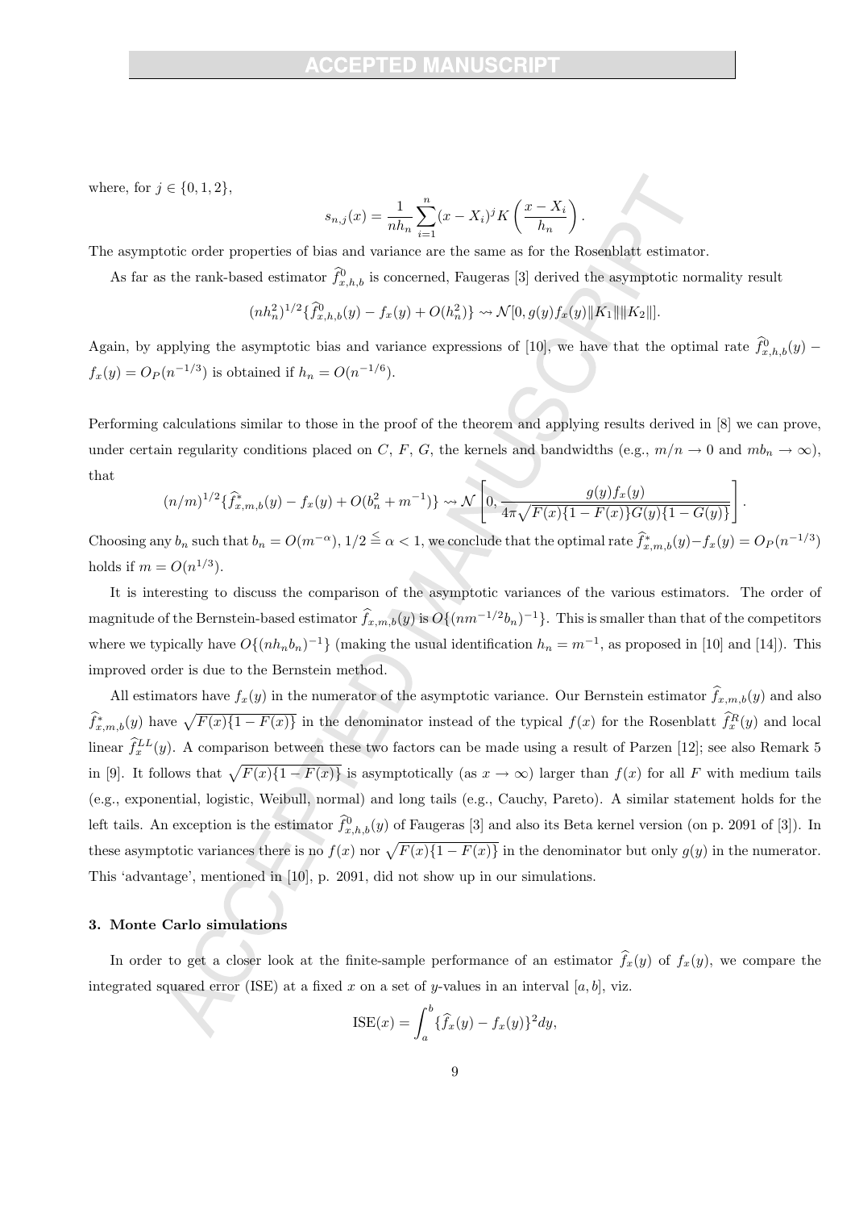where, for $j \in \{0, 1, 2\}$,

$$s_{n,j}(x) = \frac{1}{nh_n} \sum_{i=1}^{n} (x - X_i)^j K\left(\frac{x - X_i}{h_n}\right).$$

The asymptotic order properties of bias and variance are the same as for the Rosenblatt estimator.

As far as the rank-based estimator $\widehat{f}^0_{x,h,b}$ is concerned, Faugeras [3] derived the asymptotic normality result

$$(nh_n^2)^{1/2}\{\widehat{f}^0_{x,h,b}(y) - f_x(y) + O(h_n^2)\} \rightsquigarrow \mathcal{N}[0, g(y)f_x(y)\|K_1\|\|K_2\|].$$

Again, by applying the asymptotic bias and variance expressions of [10], we have that the optimal rate $\widehat{f}^0_{x,h,b}(y) - f_x(y) = O_P(n^{-1/3})$ is obtained if $h_n = O(n^{-1/6})$.

Performing calculations similar to those in the proof of the theorem and applying results derived in [8] we can prove, under certain regularity conditions placed on $C$, $F$, $G$, the kernels and bandwidths (e.g., $m/n \to 0$ and $mb_n \to \infty$), that

$$(n/m)^{1/2}\{\widehat{f}^*_{x,m,b}(y) - f_x(y) + O(b_n^2 + m^{-1})\} \rightsquigarrow \mathcal{N}\left[0, \frac{g(y)f_x(y)}{4\pi\sqrt{F(x)\{1-F(x)\}G(y)\{1-G(y)\}}}\right].$$

Choosing any $b_n$ such that $b_n = O(m^{-\alpha})$, $1/2 \leqq \alpha < 1$, we conclude that the optimal rate $\widehat{f}^*_{x,m,b}(y) - f_x(y) = O_P(n^{-1/3})$ holds if $m = O(n^{1/3})$.

It is interesting to discuss the comparison of the asymptotic variances of the various estimators. The order of magnitude of the Bernstein-based estimator $\widehat{f}_{x,m,b}(y)$ is $O\{(nm^{-1/2}b_n)^{-1}\}$. This is smaller than that of the competitors where we typically have $O\{(nh_nb_n)^{-1}\}$ (making the usual identification $h_n = m^{-1}$, as proposed in [10] and [14]). This improved order is due to the Bernstein method.

All estimators have $f_x(y)$ in the numerator of the asymptotic variance. Our Bernstein estimator $\widehat{f}_{x,m,b}(y)$ and also $\widehat{f}^*_{x,m,b}(y)$ have $\sqrt{F(x)\{1-F(x)\}}$ in the denominator instead of the typical $f(x)$ for the Rosenblatt $\widehat{f}^R_x(y)$ and local linear $\widehat{f}^{LL}_x(y)$. A comparison between these two factors can be made using a result of Parzen [12]; see also Remark 5 in [9]. It follows that $\sqrt{F(x)\{1-F(x)\}}$ is asymptotically (as $x \to \infty$) larger than $f(x)$ for all $F$ with medium tails (e.g., exponential, logistic, Weibull, normal) and long tails (e.g., Cauchy, Pareto). A similar statement holds for the left tails. An exception is the estimator $\widehat{f}^0_{x,h,b}(y)$ of Faugeras [3] and also its Beta kernel version (on p. 2091 of [3]). In these asymptotic variances there is no $f(x)$ nor $\sqrt{F(x)\{1-F(x)\}}$ in the denominator but only $g(y)$ in the numerator. This 'advantage', mentioned in [10], p. 2091, did not show up in our simulations.

## 3. Monte Carlo simulations

In order to get a closer look at the finite-sample performance of an estimator $\widehat{f}_x(y)$ of $f_x(y)$, we compare the integrated squared error (ISE) at a fixed $x$ on a set of $y$-values in an interval $[a, b]$, viz.

$$\text{ISE}(x) = \int_a^b \{\widehat{f}_x(y) - f_x(y)\}^2 dy,$$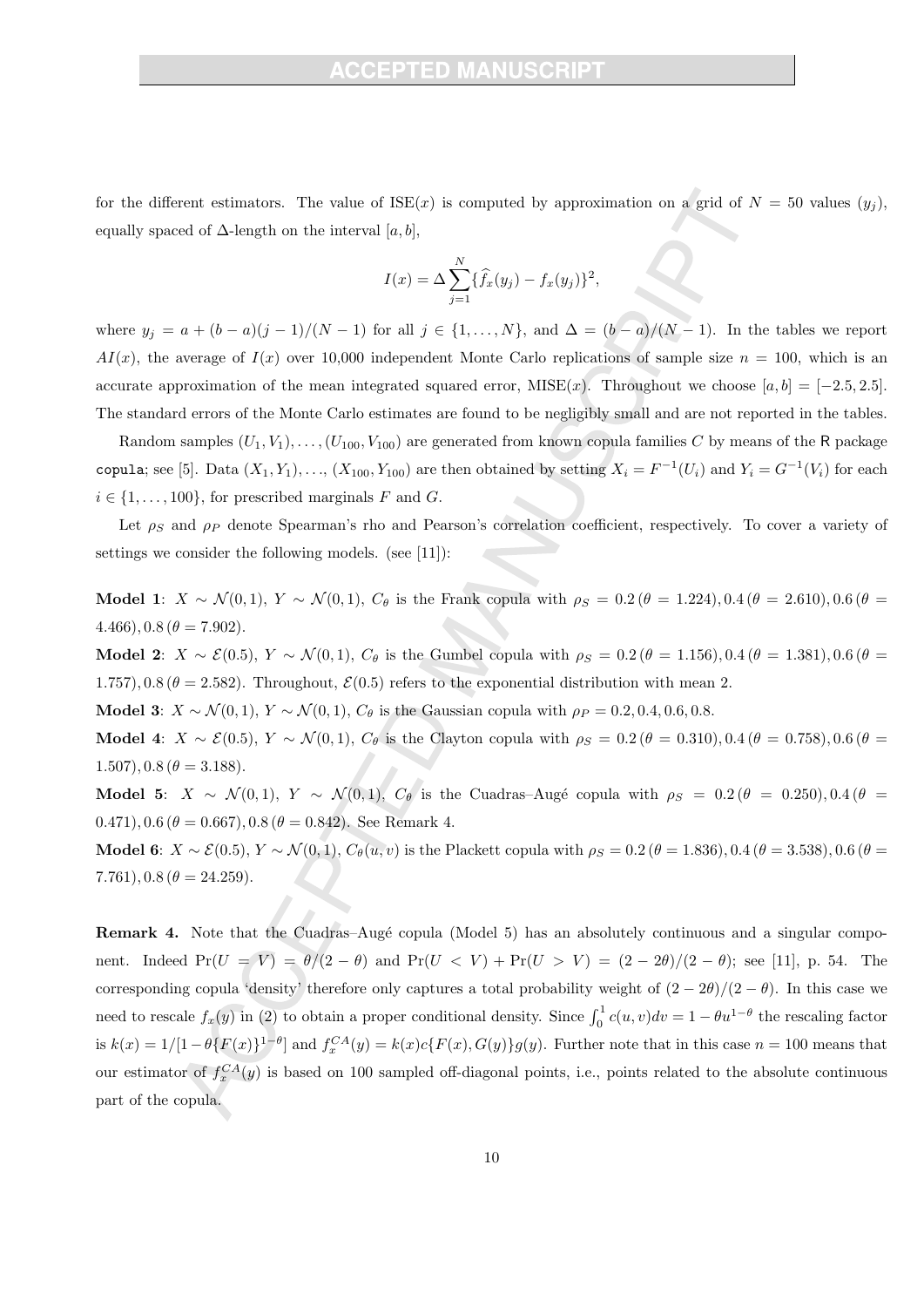for the different estimators. The value of $\mathrm{ISE}(x)$ is computed by approximation on a grid of $N = 50$ values $(y_j)$, equally spaced of $\Delta$-length on the interval $[a, b]$,

$$I(x) = \Delta \sum_{j=1}^{N} \{\widehat{f}_x(y_j) - f_x(y_j)\}^2,$$

where $y_j = a + (b-a)(j-1)/(N-1)$ for all $j \in \{1, \ldots, N\}$, and $\Delta = (b-a)/(N-1)$. In the tables we report $AI(x)$, the average of $I(x)$ over 10,000 independent Monte Carlo replications of sample size $n = 100$, which is an accurate approximation of the mean integrated squared error, $\mathrm{MISE}(x)$. Throughout we choose $[a, b] = [-2.5, 2.5]$. The standard errors of the Monte Carlo estimates are found to be negligibly small and are not reported in the tables.

Random samples $(U_1, V_1), \ldots, (U_{100}, V_{100})$ are generated from known copula families $C$ by means of the R package `copula`; see [5]. Data $(X_1, Y_1), \ldots, (X_{100}, Y_{100})$ are then obtained by setting $X_i = F^{-1}(U_i)$ and $Y_i = G^{-1}(V_i)$ for each $i \in \{1, \ldots, 100\}$, for prescribed marginals $F$ and $G$.

Let $\rho_S$ and $\rho_P$ denote Spearman's rho and Pearson's correlation coefficient, respectively. To cover a variety of settings we consider the following models. (see [11]):

**Model 1**: $X \sim \mathcal{N}(0,1)$, $Y \sim \mathcal{N}(0,1)$, $C_\theta$ is the Frank copula with $\rho_S = 0.2\,(\theta = 1.224), 0.4\,(\theta = 2.610), 0.6\,(\theta = 4.466), 0.8\,(\theta = 7.902)$.

**Model 2**: $X \sim \mathcal{E}(0.5)$, $Y \sim \mathcal{N}(0,1)$, $C_\theta$ is the Gumbel copula with $\rho_S = 0.2\,(\theta = 1.156), 0.4\,(\theta = 1.381), 0.6\,(\theta = 1.757), 0.8\,(\theta = 2.582)$. Throughout, $\mathcal{E}(0.5)$ refers to the exponential distribution with mean 2.

**Model 3**: $X \sim \mathcal{N}(0,1)$, $Y \sim \mathcal{N}(0,1)$, $C_\theta$ is the Gaussian copula with $\rho_P = 0.2, 0.4, 0.6, 0.8$.

**Model 4**: $X \sim \mathcal{E}(0.5)$, $Y \sim \mathcal{N}(0,1)$, $C_\theta$ is the Clayton copula with $\rho_S = 0.2\,(\theta = 0.310), 0.4\,(\theta = 0.758), 0.6\,(\theta = 1.507), 0.8\,(\theta = 3.188)$.

**Model 5**: $X \sim \mathcal{N}(0,1)$, $Y \sim \mathcal{N}(0,1)$, $C_\theta$ is the Cuadras–Augé copula with $\rho_S = 0.2\,(\theta = 0.250), 0.4\,(\theta = 0.471), 0.6\,(\theta = 0.667), 0.8\,(\theta = 0.842)$. See Remark 4.

**Model 6**: $X \sim \mathcal{E}(0.5)$, $Y \sim \mathcal{N}(0,1)$, $C_\theta(u,v)$ is the Plackett copula with $\rho_S = 0.2\,(\theta = 1.836), 0.4\,(\theta = 3.538), 0.6\,(\theta = 7.761), 0.8\,(\theta = 24.259)$.

**Remark 4.** Note that the Cuadras–Augé copula (Model 5) has an absolutely continuous and a singular component. Indeed $\Pr(U = V) = \theta/(2-\theta)$ and $\Pr(U < V) + \Pr(U > V) = (2 - 2\theta)/(2-\theta)$; see [11], p. 54. The corresponding copula 'density' therefore only captures a total probability weight of $(2-2\theta)/(2-\theta)$. In this case we need to rescale $f_x(y)$ in (2) to obtain a proper conditional density. Since $\int_0^1 c(u,v)dv = 1 - \theta u^{1-\theta}$ the rescaling factor is $k(x) = 1/[1 - \theta\{F(x)\}^{1-\theta}]$ and $f_x^{CA}(y) = k(x)c\{F(x), G(y)\}g(y)$. Further note that in this case $n = 100$ means that our estimator of $f_x^{CA}(y)$ is based on 100 sampled off-diagonal points, i.e., points related to the absolute continuous part of the copula.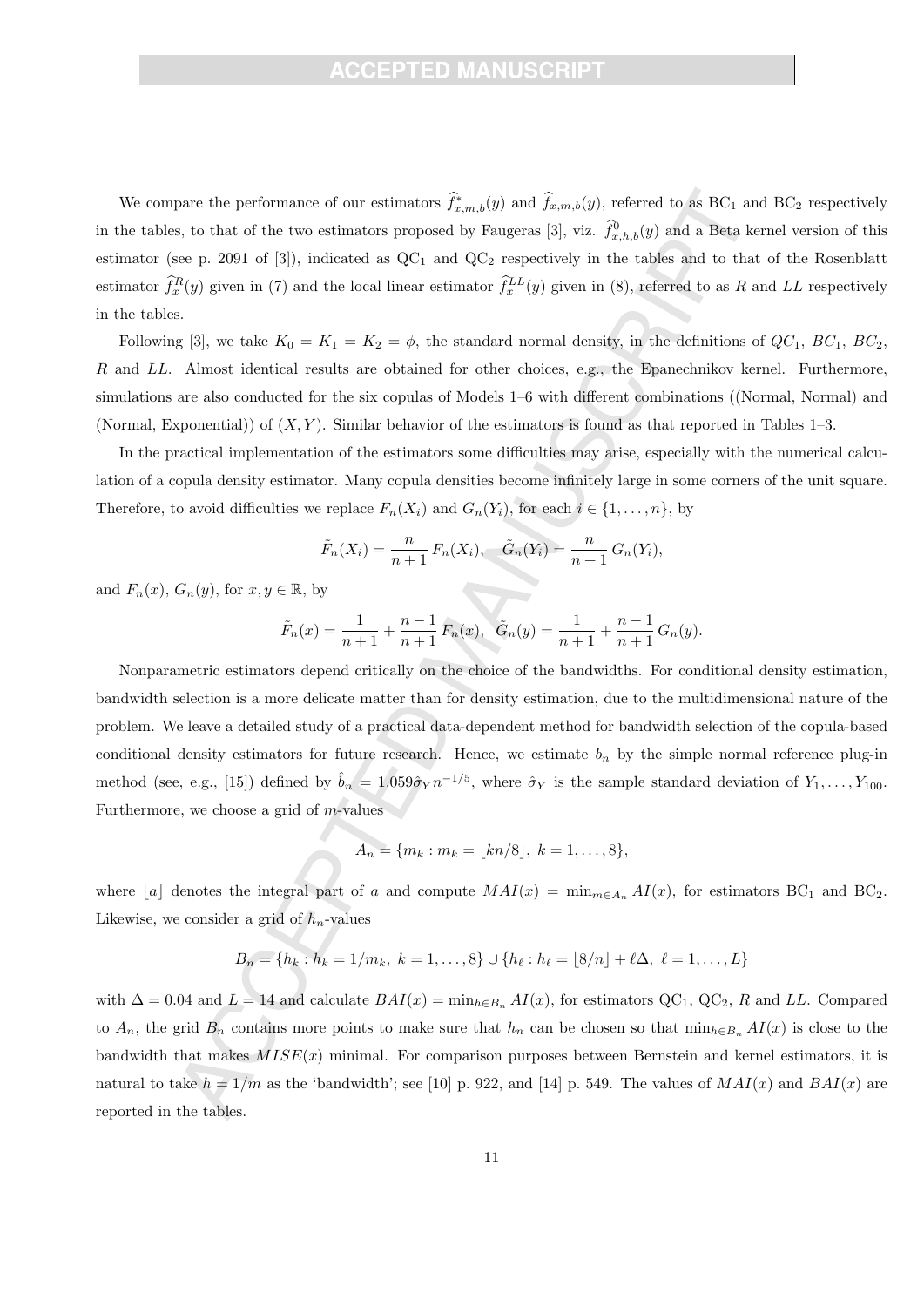We compare the performance of our estimators $\widehat{f}^{*}_{x,m,b}(y)$ and $\widehat{f}_{x,m,b}(y)$, referred to as $\text{BC}_1$ and $\text{BC}_2$ respectively in the tables, to that of the two estimators proposed by Faugeras [3], viz. $\widehat{f}^{0}_{x,h,b}(y)$ and a Beta kernel version of this estimator (see p. 2091 of [3]), indicated as $\text{QC}_1$ and $\text{QC}_2$ respectively in the tables and to that of the Rosenblatt estimator $\widehat{f}^{R}_{x}(y)$ given in (7) and the local linear estimator $\widehat{f}^{LL}_{x}(y)$ given in (8), referred to as $R$ and $LL$ respectively in the tables.

Following [3], we take $K_0 = K_1 = K_2 = \phi$, the standard normal density, in the definitions of $QC_1$, $BC_1$, $BC_2$, $R$ and $LL$. Almost identical results are obtained for other choices, e.g., the Epanechnikov kernel. Furthermore, simulations are also conducted for the six copulas of Models 1–6 with different combinations ((Normal, Normal) and (Normal, Exponential)) of $(X, Y)$. Similar behavior of the estimators is found as that reported in Tables 1–3.

In the practical implementation of the estimators some difficulties may arise, especially with the numerical calculation of a copula density estimator. Many copula densities become infinitely large in some corners of the unit square. Therefore, to avoid difficulties we replace $F_n(X_i)$ and $G_n(Y_i)$, for each $i \in \{1, \dots, n\}$, by

$$\tilde{F}_n(X_i) = \frac{n}{n+1}\, F_n(X_i), \quad \tilde{G}_n(Y_i) = \frac{n}{n+1}\, G_n(Y_i),$$

and $F_n(x)$, $G_n(y)$, for $x, y \in \mathbb{R}$, by

$$\tilde{F}_n(x) = \frac{1}{n+1} + \frac{n-1}{n+1}\, F_n(x), \quad \tilde{G}_n(y) = \frac{1}{n+1} + \frac{n-1}{n+1}\, G_n(y).$$

Nonparametric estimators depend critically on the choice of the bandwidths. For conditional density estimation, bandwidth selection is a more delicate matter than for density estimation, due to the multidimensional nature of the problem. We leave a detailed study of a practical data-dependent method for bandwidth selection of the copula-based conditional density estimators for future research. Hence, we estimate $b_n$ by the simple normal reference plug-in method (see, e.g., [15]) defined by $\hat{b}_n = 1.059\hat{\sigma}_Y n^{-1/5}$, where $\hat{\sigma}_Y$ is the sample standard deviation of $Y_1, \dots, Y_{100}$. Furthermore, we choose a grid of $m$-values

$$A_n = \{m_k : m_k = \lfloor kn/8 \rfloor,\ k = 1, \dots, 8\},$$

where $\lfloor a \rfloor$ denotes the integral part of $a$ and compute $MAI(x) = \min_{m \in A_n} AI(x)$, for estimators $\text{BC}_1$ and $\text{BC}_2$. Likewise, we consider a grid of $h_n$-values

$$B_n = \{h_k : h_k = 1/m_k,\ k = 1, \dots, 8\} \cup \{h_\ell : h_\ell = \lfloor 8/n \rfloor + \ell\Delta,\ \ell = 1, \dots, L\}$$

with $\Delta = 0.04$ and $L = 14$ and calculate $BAI(x) = \min_{h \in B_n} AI(x)$, for estimators $\text{QC}_1$, $\text{QC}_2$, $R$ and $LL$. Compared to $A_n$, the grid $B_n$ contains more points to make sure that $h_n$ can be chosen so that $\min_{h \in B_n} AI(x)$ is close to the bandwidth that makes $MISE(x)$ minimal. For comparison purposes between Bernstein and kernel estimators, it is natural to take $h = 1/m$ as the 'bandwidth'; see [10] p. 922, and [14] p. 549. The values of $MAI(x)$ and $BAI(x)$ are reported in the tables.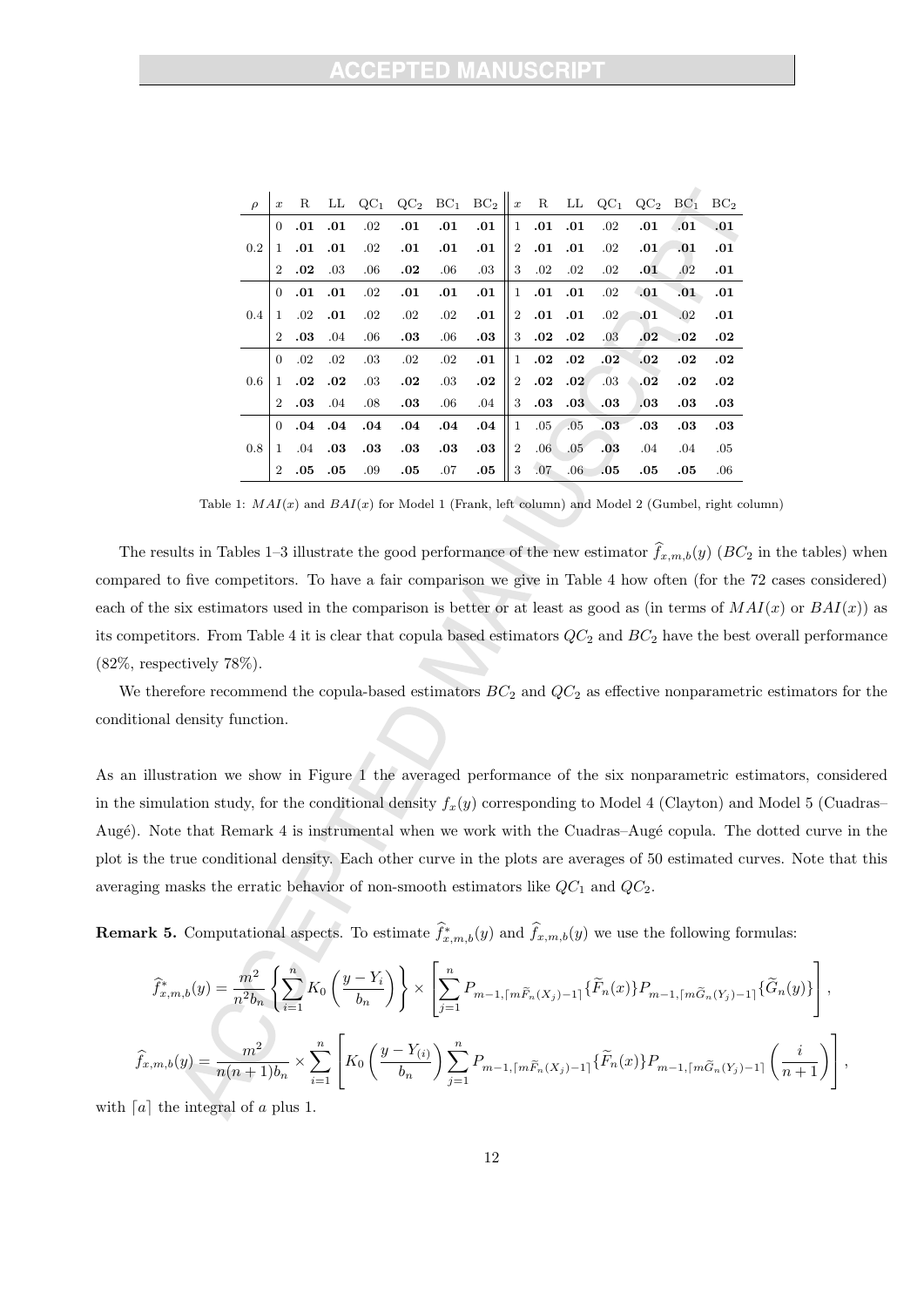| $\rho$ | $x$ | R | LL | QC$_1$ | QC$_2$ | BC$_1$ | BC$_2$ | $x$ | R | LL | QC$_1$ | QC$_2$ | BC$_1$ | BC$_2$ |
|---|---|---|---|---|---|---|---|---|---|---|---|---|---|---|
| | 0 | **.01** | **.01** | .02 | **.01** | **.01** | **.01** | 1 | **.01** | **.01** | .02 | **.01** | **.01** | **.01** |
| 0.2 | 1 | **.01** | **.01** | .02 | **.01** | **.01** | **.01** | 2 | **.01** | **.01** | .02 | **.01** | **.01** | **.01** |
| | 2 | **.02** | .03 | .06 | **.02** | .06 | .03 | 3 | .02 | .02 | .02 | **.01** | .02 | **.01** |
| | 0 | **.01** | **.01** | .02 | **.01** | **.01** | **.01** | 1 | **.01** | **.01** | .02 | **.01** | **.01** | **.01** |
| 0.4 | 1 | .02 | **.01** | .02 | .02 | .02 | **.01** | 2 | **.01** | **.01** | .02 | **.01** | .02 | **.01** |
| | 2 | **.03** | .04 | .06 | **.03** | .06 | **.03** | 3 | **.02** | **.02** | .03 | **.02** | **.02** | **.02** |
| | 0 | .02 | .02 | .03 | .02 | .02 | **.01** | 1 | **.02** | **.02** | **.02** | **.02** | **.02** | **.02** |
| 0.6 | 1 | **.02** | **.02** | .03 | **.02** | .03 | **.02** | 2 | **.02** | **.02** | .03 | **.02** | **.02** | **.02** |
| | 2 | **.03** | .04 | .08 | **.03** | .06 | .04 | 3 | **.03** | **.03** | **.03** | **.03** | **.03** | **.03** |
| | 0 | **.04** | **.04** | **.04** | **.04** | **.04** | **.04** | 1 | .05 | .05 | **.03** | **.03** | **.03** | **.03** |
| 0.8 | 1 | .04 | **.03** | **.03** | **.03** | **.03** | **.03** | 2 | .06 | .05 | **.03** | .04 | .04 | .05 |
| | 2 | **.05** | **.05** | .09 | **.05** | .07 | **.05** | 3 | .07 | .06 | **.05** | **.05** | **.05** | .06 |

Table 1: $MAI(x)$ and $BAI(x)$ for Model 1 (Frank, left column) and Model 2 (Gumbel, right column)

The results in Tables 1–3 illustrate the good performance of the new estimator $\widehat{f}_{x,m,b}(y)$ ($BC_2$ in the tables) when compared to five competitors. To have a fair comparison we give in Table 4 how often (for the 72 cases considered) each of the six estimators used in the comparison is better or at least as good as (in terms of $MAI(x)$ or $BAI(x)$) as its competitors. From Table 4 it is clear that copula based estimators $QC_2$ and $BC_2$ have the best overall performance (82%, respectively 78%).

We therefore recommend the copula-based estimators $BC_2$ and $QC_2$ as effective nonparametric estimators for the conditional density function.

As an illustration we show in Figure 1 the averaged performance of the six nonparametric estimators, considered in the simulation study, for the conditional density $f_x(y)$ corresponding to Model 4 (Clayton) and Model 5 (Cuadras–Augé). Note that Remark 4 is instrumental when we work with the Cuadras–Augé copula. The dotted curve in the plot is the true conditional density. Each other curve in the plots are averages of 50 estimated curves. Note that this averaging masks the erratic behavior of non-smooth estimators like $QC_1$ and $QC_2$.

**Remark 5.** Computational aspects. To estimate $\widehat{f}^*_{x,m,b}(y)$ and $\widehat{f}_{x,m,b}(y)$ we use the following formulas:

$$\widehat{f}^*_{x,m,b}(y) = \frac{m^2}{n^2 b_n}\left\{\sum_{i=1}^{n} K_0\left(\frac{y-Y_i}{b_n}\right)\right\} \times \left[\sum_{j=1}^{n} P_{m-1,\lceil m\widetilde{F}_n(X_j)-1\rceil}\{\widetilde{F}_n(x)\} P_{m-1,\lceil m\widetilde{G}_n(Y_j)-1\rceil}\{\widetilde{G}_n(y)\}\right],$$

$$\widehat{f}_{x,m,b}(y) = \frac{m^2}{n(n+1)b_n} \times \sum_{i=1}^{n}\left[K_0\left(\frac{y-Y_{(i)}}{b_n}\right)\sum_{j=1}^{n} P_{m-1,\lceil m\widetilde{F}_n(X_j)-1\rceil}\{\widetilde{F}_n(x)\} P_{m-1,\lceil m\widetilde{G}_n(Y_j)-1\rceil}\left(\frac{i}{n+1}\right)\right],$$

with $\lceil a\rceil$ the integral of $a$ plus 1.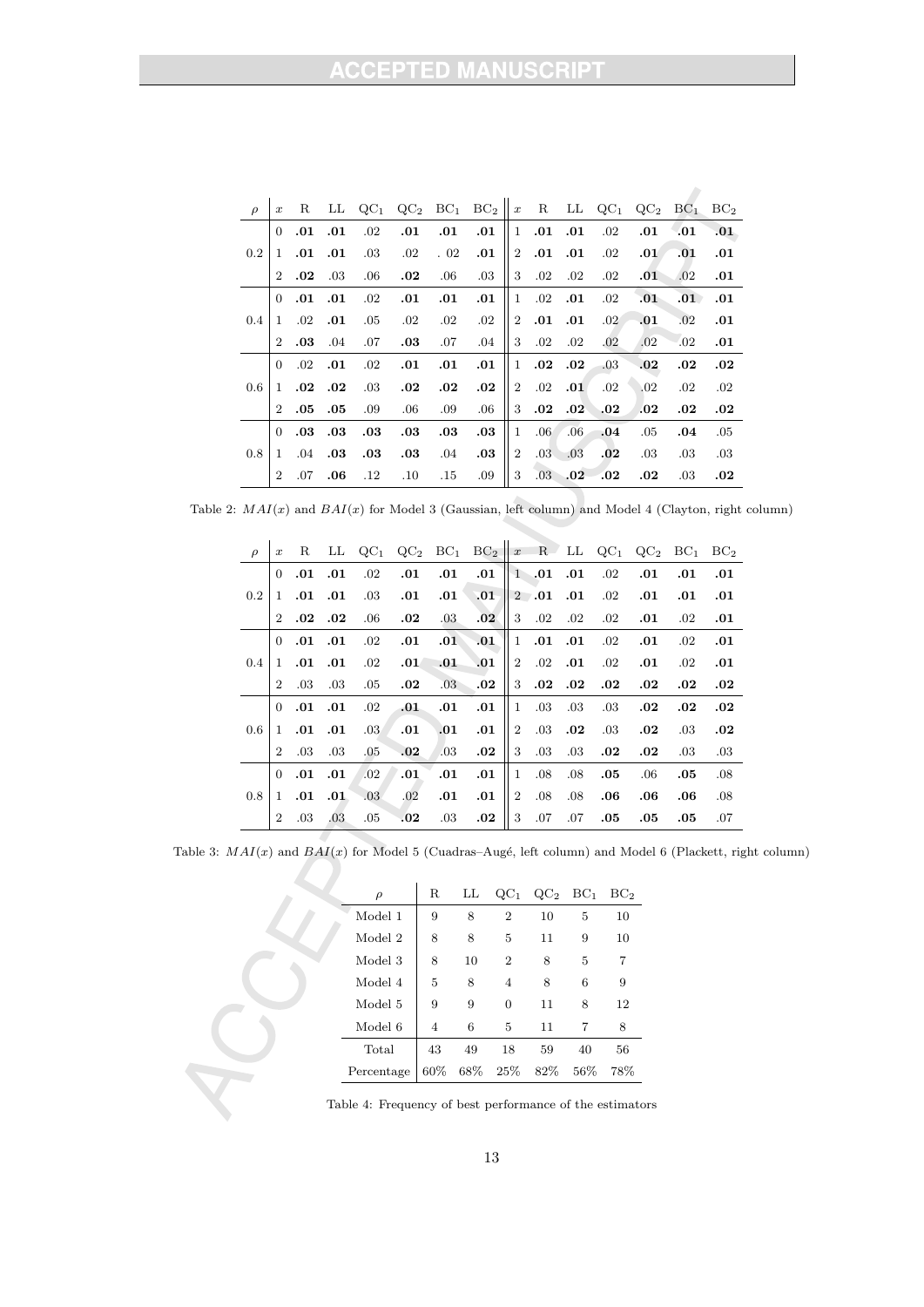| $\rho$ | $x$ | R | LL | $QC_1$ | $QC_2$ | $BC_1$ | $BC_2$ | $x$ | R | LL | $QC_1$ | $QC_2$ | $BC_1$ | $BC_2$ |
|---|---|---|---|---|---|---|---|---|---|---|---|---|---|---|
| 0.2 | 0 | **.01** | **.01** | .02 | **.01** | **.01** | **.01** | 1 | **.01** | **.01** | .02 | **.01** | **.01** | **.01** |
| | 1 | **.01** | **.01** | .03 | .02 | . 02 | **.01** | 2 | **.01** | **.01** | .02 | **.01** | **.01** | **.01** |
| | 2 | **.02** | .03 | .06 | **.02** | .06 | .03 | 3 | .02 | .02 | .02 | **.01** | .02 | **.01** |
| 0.4 | 0 | **.01** | **.01** | .02 | **.01** | **.01** | **.01** | 1 | .02 | **.01** | .02 | **.01** | **.01** | **.01** |
| | 1 | .02 | **.01** | .05 | .02 | .02 | .02 | 2 | **.01** | **.01** | .02 | **.01** | .02 | **.01** |
| | 2 | **.03** | .04 | .07 | **.03** | .07 | .04 | 3 | .02 | .02 | .02 | .02 | .02 | **.01** |
| 0.6 | 0 | .02 | **.01** | .02 | **.01** | **.01** | **.01** | 1 | **.02** | **.02** | .03 | **.02** | **.02** | **.02** |
| | 1 | **.02** | **.02** | .03 | **.02** | **.02** | **.02** | 2 | .02 | **.01** | .02 | .02 | .02 | .02 |
| | 2 | **.05** | **.05** | .09 | .06 | .09 | .06 | 3 | **.02** | **.02** | **.02** | **.02** | **.02** | **.02** |
| 0.8 | 0 | **.03** | **.03** | **.03** | **.03** | **.03** | **.03** | 1 | .06 | .06 | **.04** | .05 | **.04** | .05 |
| | 1 | .04 | **.03** | **.03** | **.03** | .04 | **.03** | 2 | .03 | .03 | **.02** | .03 | .03 | .03 |
| | 2 | .07 | **.06** | .12 | .10 | .15 | .09 | 3 | .03 | **.02** | **.02** | **.02** | .03 | **.02** |

Table 2: $MAI(x)$ and $BAI(x)$ for Model 3 (Gaussian, left column) and Model 4 (Clayton, right column)

| $\rho$ | $x$ | R | LL | $QC_1$ | $QC_2$ | $BC_1$ | $BC_2$ | $x$ | R | LL | $QC_1$ | $QC_2$ | $BC_1$ | $BC_2$ |
|---|---|---|---|---|---|---|---|---|---|---|---|---|---|---|
| 0.2 | 0 | **.01** | **.01** | .02 | **.01** | **.01** | **.01** | 1 | **.01** | **.01** | .02 | **.01** | **.01** | **.01** |
| | 1 | **.01** | **.01** | .03 | **.01** | **.01** | **.01** | 2 | **.01** | **.01** | .02 | **.01** | **.01** | **.01** |
| | 2 | **.02** | **.02** | .06 | **.02** | .03 | **.02** | 3 | .02 | .02 | .02 | **.01** | .02 | **.01** |
| 0.4 | 0 | **.01** | **.01** | .02 | **.01** | **.01** | **.01** | 1 | **.01** | **.01** | .02 | **.01** | .02 | **.01** |
| | 1 | **.01** | **.01** | .02 | **.01** | **.01** | **.01** | 2 | .02 | **.01** | .02 | **.01** | .02 | **.01** |
| | 2 | .03 | .03 | .05 | **.02** | .03 | **.02** | 3 | **.02** | **.02** | **.02** | **.02** | **.02** | **.02** |
| 0.6 | 0 | **.01** | **.01** | .02 | **.01** | **.01** | **.01** | 1 | .03 | .03 | .03 | **.02** | **.02** | **.02** |
| | 1 | **.01** | **.01** | .03 | **.01** | **.01** | **.01** | 2 | .03 | **.02** | .03 | **.02** | .03 | **.02** |
| | 2 | .03 | .03 | .05 | **.02** | .03 | **.02** | 3 | .03 | .03 | **.02** | **.02** | .03 | .03 |
| 0.8 | 0 | **.01** | **.01** | .02 | **.01** | **.01** | **.01** | 1 | .08 | .08 | **.05** | .06 | **.05** | .08 |
| | 1 | **.01** | **.01** | .03 | .02 | **.01** | **.01** | 2 | .08 | .08 | **.06** | **.06** | **.06** | .08 |
| | 2 | .03 | .03 | .05 | **.02** | .03 | **.02** | 3 | .07 | .07 | **.05** | **.05** | **.05** | .07 |

Table 3: $MAI(x)$ and $BAI(x)$ for Model 5 (Cuadras–Augé, left column) and Model 6 (Plackett, right column)

| $\rho$ | R | LL | $QC_1$ | $QC_2$ | $BC_1$ | $BC_2$ |
|---|---|---|---|---|---|---|
| Model 1 | 9 | 8 | 2 | 10 | 5 | 10 |
| Model 2 | 8 | 8 | 5 | 11 | 9 | 10 |
| Model 3 | 8 | 10 | 2 | 8 | 5 | 7 |
| Model 4 | 5 | 8 | 4 | 8 | 6 | 9 |
| Model 5 | 9 | 9 | 0 | 11 | 8 | 12 |
| Model 6 | 4 | 6 | 5 | 11 | 7 | 8 |
| Total | 43 | 49 | 18 | 59 | 40 | 56 |
| Percentage | 60% | 68% | 25% | 82% | 56% | 78% |

Table 4: Frequency of best performance of the estimators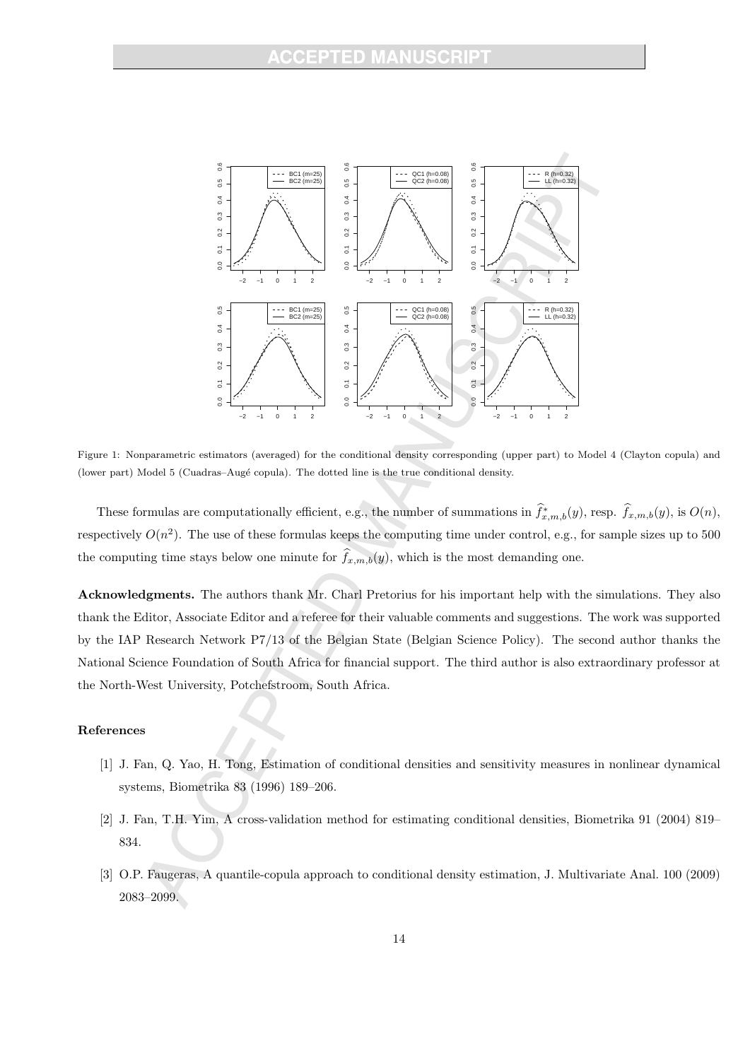Figure 1: Nonparametric estimators (averaged) for the conditional density corresponding (upper part) to Model 4 (Clayton copula) and (lower part) Model 5 (Cuadras–Augé copula). The dotted line is the true conditional density.

These formulas are computationally efficient, e.g., the number of summations in $\widehat{f}^*_{x,m,b}(y)$, resp. $\widehat{f}_{x,m,b}(y)$, is $O(n)$, respectively $O(n^2)$. The use of these formulas keeps the computing time under control, e.g., for sample sizes up to 500 the computing time stays below one minute for $\widehat{f}_{x,m,b}(y)$, which is the most demanding one.

**Acknowledgments.** The authors thank Mr. Charl Pretorius for his important help with the simulations. They also thank the Editor, Associate Editor and a referee for their valuable comments and suggestions. The work was supported by the IAP Research Network P7/13 of the Belgian State (Belgian Science Policy). The second author thanks the National Science Foundation of South Africa for financial support. The third author is also extraordinary professor at the North-West University, Potchefstroom, South Africa.

### References

[1] J. Fan, Q. Yao, H. Tong, Estimation of conditional densities and sensitivity measures in nonlinear dynamical systems, Biometrika 83 (1996) 189–206.

[2] J. Fan, T.H. Yim, A cross-validation method for estimating conditional densities, Biometrika 91 (2004) 819–834.

[3] O.P. Faugeras, A quantile-copula approach to conditional density estimation, J. Multivariate Anal. 100 (2009) 2083–2099.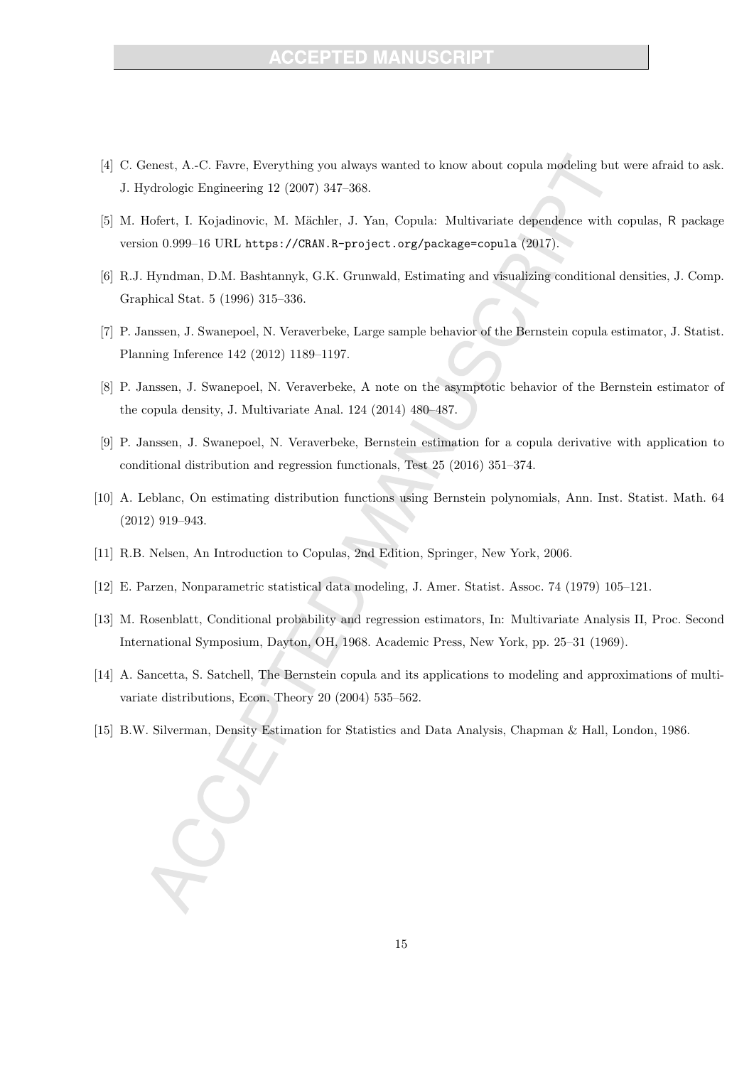[4] C. Genest, A.-C. Favre, Everything you always wanted to know about copula modeling but were afraid to ask. J. Hydrologic Engineering 12 (2007) 347–368.

[5] M. Hofert, I. Kojadinovic, M. Mächler, J. Yan, Copula: Multivariate dependence with copulas, R package version 0.999–16 URL `https://CRAN.R-project.org/package=copula` (2017).

[6] R.J. Hyndman, D.M. Bashtannyk, G.K. Grunwald, Estimating and visualizing conditional densities, J. Comp. Graphical Stat. 5 (1996) 315–336.

[7] P. Janssen, J. Swanepoel, N. Veraverbeke, Large sample behavior of the Bernstein copula estimator, J. Statist. Planning Inference 142 (2012) 1189–1197.

[8] P. Janssen, J. Swanepoel, N. Veraverbeke, A note on the asymptotic behavior of the Bernstein estimator of the copula density, J. Multivariate Anal. 124 (2014) 480–487.

[9] P. Janssen, J. Swanepoel, N. Veraverbeke, Bernstein estimation for a copula derivative with application to conditional distribution and regression functionals, Test 25 (2016) 351–374.

[10] A. Leblanc, On estimating distribution functions using Bernstein polynomials, Ann. Inst. Statist. Math. 64 (2012) 919–943.

[11] R.B. Nelsen, An Introduction to Copulas, 2nd Edition, Springer, New York, 2006.

[12] E. Parzen, Nonparametric statistical data modeling, J. Amer. Statist. Assoc. 74 (1979) 105–121.

[13] M. Rosenblatt, Conditional probability and regression estimators, In: Multivariate Analysis II, Proc. Second International Symposium, Dayton, OH, 1968. Academic Press, New York, pp. 25–31 (1969).

[14] A. Sancetta, S. Satchell, The Bernstein copula and its applications to modeling and approximations of multivariate distributions, Econ. Theory 20 (2004) 535–562.

[15] B.W. Silverman, Density Estimation for Statistics and Data Analysis, Chapman & Hall, London, 1986.